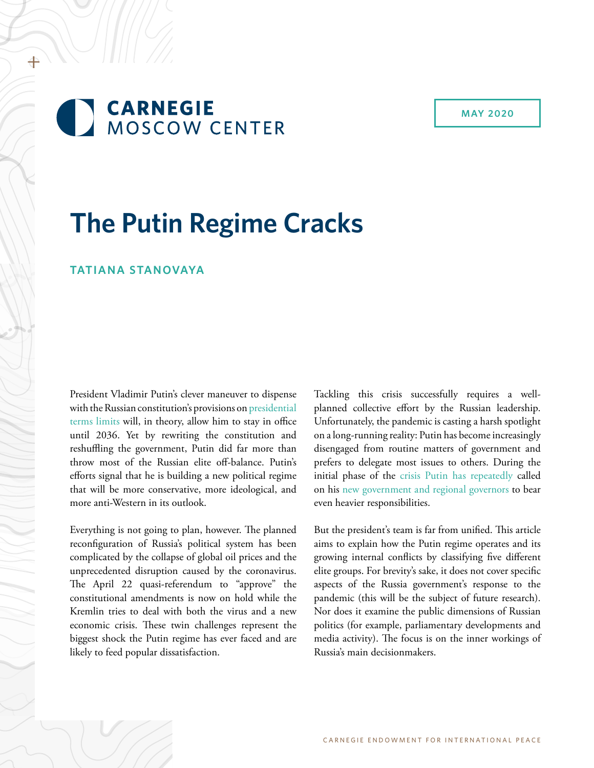CARNEGIE
MOSCOW CENTER

MAY 2020

# The Putin Regime Cracks

**TATIANA STANOVAYA**

President Vladimir Putin's clever maneuver to dispense with the Russian constitution's provisions on presidential terms limits will, in theory, allow him to stay in office until 2036. Yet by rewriting the constitution and reshuffling the government, Putin did far more than throw most of the Russian elite off-balance. Putin's efforts signal that he is building a new political regime that will be more conservative, more ideological, and more anti-Western in its outlook.

Everything is not going to plan, however. The planned reconfiguration of Russia's political system has been complicated by the collapse of global oil prices and the unprecedented disruption caused by the coronavirus. The April 22 quasi-referendum to "approve" the constitutional amendments is now on hold while the Kremlin tries to deal with both the virus and a new economic crisis. These twin challenges represent the biggest shock the Putin regime has ever faced and are likely to feed popular dissatisfaction.

Tackling this crisis successfully requires a well-planned collective effort by the Russian leadership. Unfortunately, the pandemic is casting a harsh spotlight on a long-running reality: Putin has become increasingly disengaged from routine matters of government and prefers to delegate most issues to others. During the initial phase of the crisis Putin has repeatedly called on his new government and regional governors to bear even heavier responsibilities.

But the president's team is far from unified. This article aims to explain how the Putin regime operates and its growing internal conflicts by classifying five different elite groups. For brevity's sake, it does not cover specific aspects of the Russia government's response to the pandemic (this will be the subject of future research). Nor does it examine the public dimensions of Russian politics (for example, parliamentary developments and media activity). The focus is on the inner workings of Russia's main decisionmakers.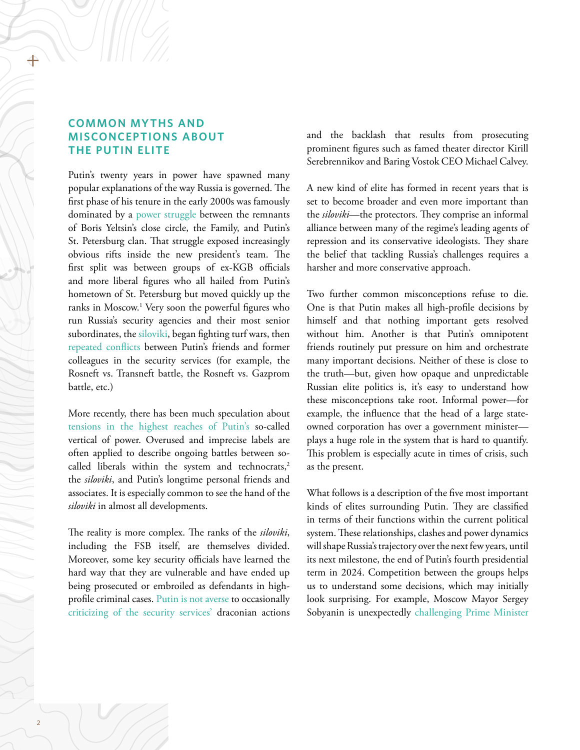## COMMON MYTHS AND MISCONCEPTIONS ABOUT THE PUTIN ELITE

Putin's twenty years in power have spawned many popular explanations of the way Russia is governed. The first phase of his tenure in the early 2000s was famously dominated by a power struggle between the remnants of Boris Yeltsin's close circle, the Family, and Putin's St. Petersburg clan. That struggle exposed increasingly obvious rifts inside the new president's team. The first split was between groups of ex-KGB officials and more liberal figures who all hailed from Putin's hometown of St. Petersburg but moved quickly up the ranks in Moscow.[1] Very soon the powerful figures who run Russia's security agencies and their most senior subordinates, the siloviki, began fighting turf wars, then repeated conflicts between Putin's friends and former colleagues in the security services (for example, the Rosneft vs. Transneft battle, the Rosneft vs. Gazprom battle, etc.)

More recently, there has been much speculation about tensions in the highest reaches of Putin's so-called vertical of power. Overused and imprecise labels are often applied to describe ongoing battles between so-called liberals within the system and technocrats,[2] the *siloviki*, and Putin's longtime personal friends and associates. It is especially common to see the hand of the *siloviki* in almost all developments.

The reality is more complex. The ranks of the *siloviki*, including the FSB itself, are themselves divided. Moreover, some key security officials have learned the hard way that they are vulnerable and have ended up being prosecuted or embroiled as defendants in high-profile criminal cases. Putin is not averse to occasionally criticizing of the security services' draconian actions and the backlash that results from prosecuting prominent figures such as famed theater director Kirill Serebrennikov and Baring Vostok CEO Michael Calvey.

A new kind of elite has formed in recent years that is set to become broader and even more important than the *siloviki*—the protectors. They comprise an informal alliance between many of the regime's leading agents of repression and its conservative ideologists. They share the belief that tackling Russia's challenges requires a harsher and more conservative approach.

Two further common misconceptions refuse to die. One is that Putin makes all high-profile decisions by himself and that nothing important gets resolved without him. Another is that Putin's omnipotent friends routinely put pressure on him and orchestrate many important decisions. Neither of these is close to the truth—but, given how opaque and unpredictable Russian elite politics is, it's easy to understand how these misconceptions take root. Informal power—for example, the influence that the head of a large state-owned corporation has over a government minister—plays a huge role in the system that is hard to quantify. This problem is especially acute in times of crisis, such as the present.

What follows is a description of the five most important kinds of elites surrounding Putin. They are classified in terms of their functions within the current political system. These relationships, clashes and power dynamics will shape Russia's trajectory over the next few years, until its next milestone, the end of Putin's fourth presidential term in 2024. Competition between the groups helps us to understand some decisions, which may initially look surprising. For example, Moscow Mayor Sergey Sobyanin is unexpectedly challenging Prime Minister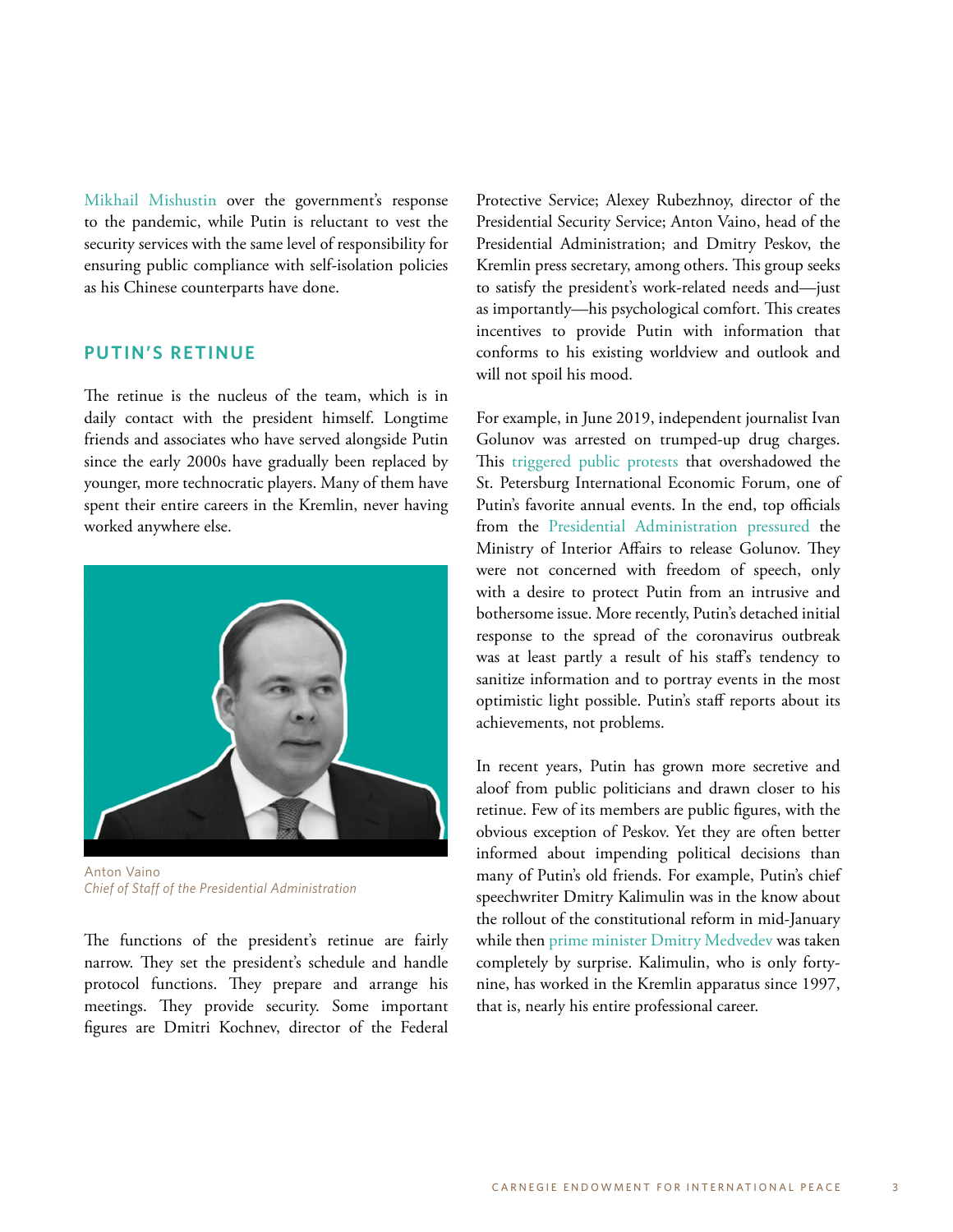Mikhail Mishustin over the government's response to the pandemic, while Putin is reluctant to vest the security services with the same level of responsibility for ensuring public compliance with self-isolation policies as his Chinese counterparts have done.

## PUTIN'S RETINUE

The retinue is the nucleus of the team, which is in daily contact with the president himself. Longtime friends and associates who have served alongside Putin since the early 2000s have gradually been replaced by younger, more technocratic players. Many of them have spent their entire careers in the Kremlin, never having worked anywhere else.

Anton Vaino
*Chief of Staff of the Presidential Administration*

The functions of the president's retinue are fairly narrow. They set the president's schedule and handle protocol functions. They prepare and arrange his meetings. They provide security. Some important figures are Dmitri Kochnev, director of the Federal Protective Service; Alexey Rubezhnoy, director of the Presidential Security Service; Anton Vaino, head of the Presidential Administration; and Dmitry Peskov, the Kremlin press secretary, among others. This group seeks to satisfy the president's work-related needs and—just as importantly—his psychological comfort. This creates incentives to provide Putin with information that conforms to his existing worldview and outlook and will not spoil his mood.

For example, in June 2019, independent journalist Ivan Golunov was arrested on trumped-up drug charges. This triggered public protests that overshadowed the St. Petersburg International Economic Forum, one of Putin's favorite annual events. In the end, top officials from the Presidential Administration pressured the Ministry of Interior Affairs to release Golunov. They were not concerned with freedom of speech, only with a desire to protect Putin from an intrusive and bothersome issue. More recently, Putin's detached initial response to the spread of the coronavirus outbreak was at least partly a result of his staff's tendency to sanitize information and to portray events in the most optimistic light possible. Putin's staff reports about its achievements, not problems.

In recent years, Putin has grown more secretive and aloof from public politicians and drawn closer to his retinue. Few of its members are public figures, with the obvious exception of Peskov. Yet they are often better informed about impending political decisions than many of Putin's old friends. For example, Putin's chief speechwriter Dmitry Kalimulin was in the know about the rollout of the constitutional reform in mid-January while then prime minister Dmitry Medvedev was taken completely by surprise. Kalimulin, who is only forty-nine, has worked in the Kremlin apparatus since 1997, that is, nearly his entire professional career.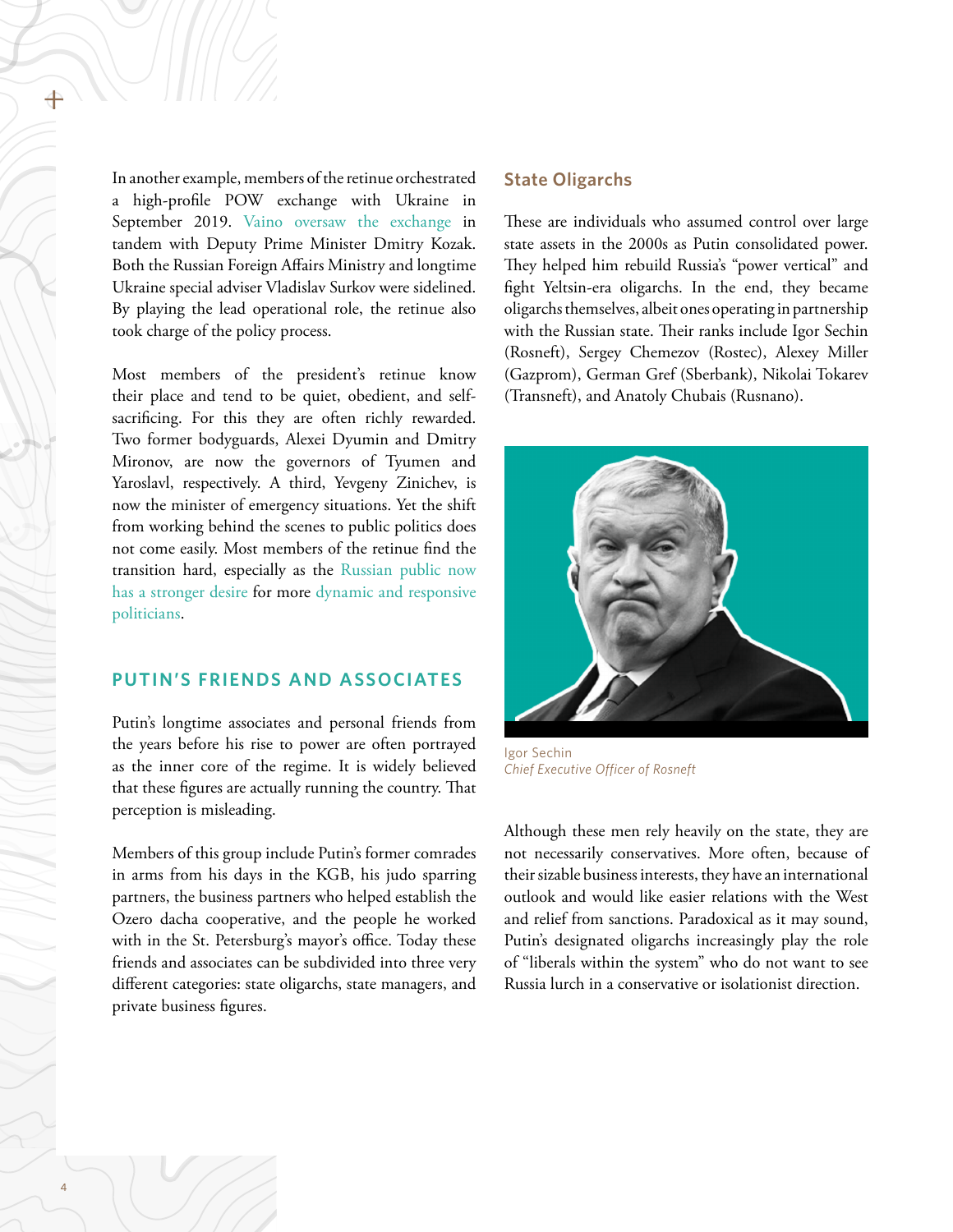In another example, members of the retinue orchestrated a high-profile POW exchange with Ukraine in September 2019. Vaino oversaw the exchange in tandem with Deputy Prime Minister Dmitry Kozak. Both the Russian Foreign Affairs Ministry and longtime Ukraine special adviser Vladislav Surkov were sidelined. By playing the lead operational role, the retinue also took charge of the policy process.

Most members of the president's retinue know their place and tend to be quiet, obedient, and self-sacrificing. For this they are often richly rewarded. Two former bodyguards, Alexei Dyumin and Dmitry Mironov, are now the governors of Tyumen and Yaroslavl, respectively. A third, Yevgeny Zinichev, is now the minister of emergency situations. Yet the shift from working behind the scenes to public politics does not come easily. Most members of the retinue find the transition hard, especially as the Russian public now has a stronger desire for more dynamic and responsive politicians.

## PUTIN'S FRIENDS AND ASSOCIATES

Putin's longtime associates and personal friends from the years before his rise to power are often portrayed as the inner core of the regime. It is widely believed that these figures are actually running the country. That perception is misleading.

Members of this group include Putin's former comrades in arms from his days in the KGB, his judo sparring partners, the business partners who helped establish the Ozero dacha cooperative, and the people he worked with in the St. Petersburg's mayor's office. Today these friends and associates can be subdivided into three very different categories: state oligarchs, state managers, and private business figures.

### State Oligarchs

These are individuals who assumed control over large state assets in the 2000s as Putin consolidated power. They helped him rebuild Russia's "power vertical" and fight Yeltsin-era oligarchs. In the end, they became oligarchs themselves, albeit ones operating in partnership with the Russian state. Their ranks include Igor Sechin (Rosneft), Sergey Chemezov (Rostec), Alexey Miller (Gazprom), German Gref (Sberbank), Nikolai Tokarev (Transneft), and Anatoly Chubais (Rusnano).

Igor Sechin
*Chief Executive Officer of Rosneft*

Although these men rely heavily on the state, they are not necessarily conservatives. More often, because of their sizable business interests, they have an international outlook and would like easier relations with the West and relief from sanctions. Paradoxical as it may sound, Putin's designated oligarchs increasingly play the role of "liberals within the system" who do not want to see Russia lurch in a conservative or isolationist direction.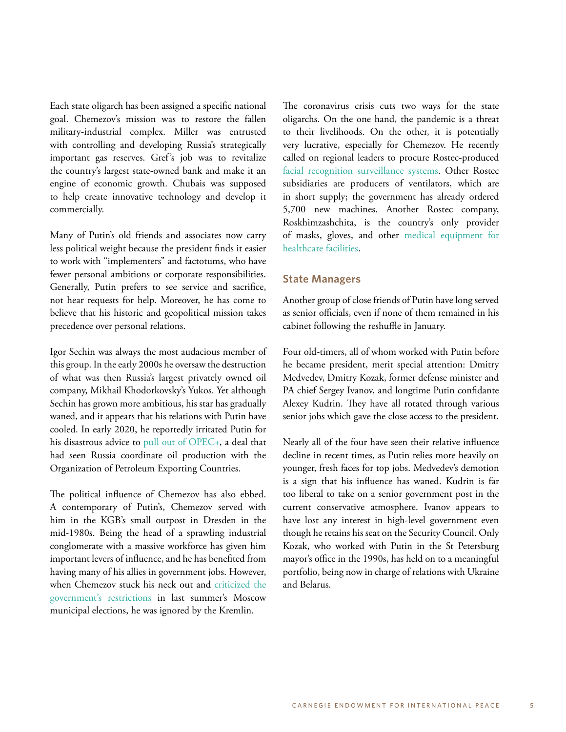Each state oligarch has been assigned a specific national goal. Chemezov's mission was to restore the fallen military-industrial complex. Miller was entrusted with controlling and developing Russia's strategically important gas reserves. Gref's job was to revitalize the country's largest state-owned bank and make it an engine of economic growth. Chubais was supposed to help create innovative technology and develop it commercially.

Many of Putin's old friends and associates now carry less political weight because the president finds it easier to work with "implementers" and factotums, who have fewer personal ambitions or corporate responsibilities. Generally, Putin prefers to see service and sacrifice, not hear requests for help. Moreover, he has come to believe that his historic and geopolitical mission takes precedence over personal relations.

Igor Sechin was always the most audacious member of this group. In the early 2000s he oversaw the destruction of what was then Russia's largest privately owned oil company, Mikhail Khodorkovsky's Yukos. Yet although Sechin has grown more ambitious, his star has gradually waned, and it appears that his relations with Putin have cooled. In early 2020, he reportedly irritated Putin for his disastrous advice to pull out of OPEC+, a deal that had seen Russia coordinate oil production with the Organization of Petroleum Exporting Countries.

The political influence of Chemezov has also ebbed. A contemporary of Putin's, Chemezov served with him in the KGB's small outpost in Dresden in the mid-1980s. Being the head of a sprawling industrial conglomerate with a massive workforce has given him important levers of influence, and he has benefited from having many of his allies in government jobs. However, when Chemezov stuck his neck out and criticized the government's restrictions in last summer's Moscow municipal elections, he was ignored by the Kremlin.

The coronavirus crisis cuts two ways for the state oligarchs. On the one hand, the pandemic is a threat to their livelihoods. On the other, it is potentially very lucrative, especially for Chemezov. He recently called on regional leaders to procure Rostec-produced facial recognition surveillance systems. Other Rostec subsidiaries are producers of ventilators, which are in short supply; the government has already ordered 5,700 new machines. Another Rostec company, Roskhimzashchita, is the country's only provider of masks, gloves, and other medical equipment for healthcare facilities.

## State Managers

Another group of close friends of Putin have long served as senior officials, even if none of them remained in his cabinet following the reshuffle in January.

Four old-timers, all of whom worked with Putin before he became president, merit special attention: Dmitry Medvedev, Dmitry Kozak, former defense minister and PA chief Sergey Ivanov, and longtime Putin confidante Alexey Kudrin. They have all rotated through various senior jobs which gave the close access to the president.

Nearly all of the four have seen their relative influence decline in recent times, as Putin relies more heavily on younger, fresh faces for top jobs. Medvedev's demotion is a sign that his influence has waned. Kudrin is far too liberal to take on a senior government post in the current conservative atmosphere. Ivanov appears to have lost any interest in high-level government even though he retains his seat on the Security Council. Only Kozak, who worked with Putin in the St Petersburg mayor's office in the 1990s, has held on to a meaningful portfolio, being now in charge of relations with Ukraine and Belarus.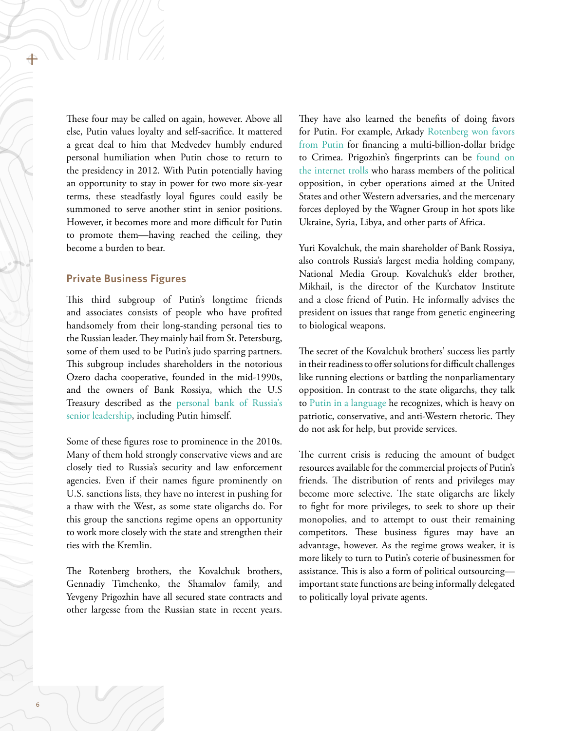These four may be called on again, however. Above all else, Putin values loyalty and self-sacrifice. It mattered a great deal to him that Medvedev humbly endured personal humiliation when Putin chose to return to the presidency in 2012. With Putin potentially having an opportunity to stay in power for two more six-year terms, these steadfastly loyal figures could easily be summoned to serve another stint in senior positions. However, it becomes more and more difficult for Putin to promote them—having reached the ceiling, they become a burden to bear.

### Private Business Figures

This third subgroup of Putin's longtime friends and associates consists of people who have profited handsomely from their long-standing personal ties to the Russian leader. They mainly hail from St. Petersburg, some of them used to be Putin's judo sparring partners. This subgroup includes shareholders in the notorious Ozero dacha cooperative, founded in the mid-1990s, and the owners of Bank Rossiya, which the U.S Treasury described as the personal bank of Russia's senior leadership, including Putin himself.

Some of these figures rose to prominence in the 2010s. Many of them hold strongly conservative views and are closely tied to Russia's security and law enforcement agencies. Even if their names figure prominently on U.S. sanctions lists, they have no interest in pushing for a thaw with the West, as some state oligarchs do. For this group the sanctions regime opens an opportunity to work more closely with the state and strengthen their ties with the Kremlin.

The Rotenberg brothers, the Kovalchuk brothers, Gennadiy Timchenko, the Shamalov family, and Yevgeny Prigozhin have all secured state contracts and other largesse from the Russian state in recent years. They have also learned the benefits of doing favors for Putin. For example, Arkady Rotenberg won favors from Putin for financing a multi-billion-dollar bridge to Crimea. Prigozhin's fingerprints can be found on the internet trolls who harass members of the political opposition, in cyber operations aimed at the United States and other Western adversaries, and the mercenary forces deployed by the Wagner Group in hot spots like Ukraine, Syria, Libya, and other parts of Africa.

Yuri Kovalchuk, the main shareholder of Bank Rossiya, also controls Russia's largest media holding company, National Media Group. Kovalchuk's elder brother, Mikhail, is the director of the Kurchatov Institute and a close friend of Putin. He informally advises the president on issues that range from genetic engineering to biological weapons.

The secret of the Kovalchuk brothers' success lies partly in their readiness to offer solutions for difficult challenges like running elections or battling the nonparliamentary opposition. In contrast to the state oligarchs, they talk to Putin in a language he recognizes, which is heavy on patriotic, conservative, and anti-Western rhetoric. They do not ask for help, but provide services.

The current crisis is reducing the amount of budget resources available for the commercial projects of Putin's friends. The distribution of rents and privileges may become more selective. The state oligarchs are likely to fight for more privileges, to seek to shore up their monopolies, and to attempt to oust their remaining competitors. These business figures may have an advantage, however. As the regime grows weaker, it is more likely to turn to Putin's coterie of businessmen for assistance. This is also a form of political outsourcing—important state functions are being informally delegated to politically loyal private agents.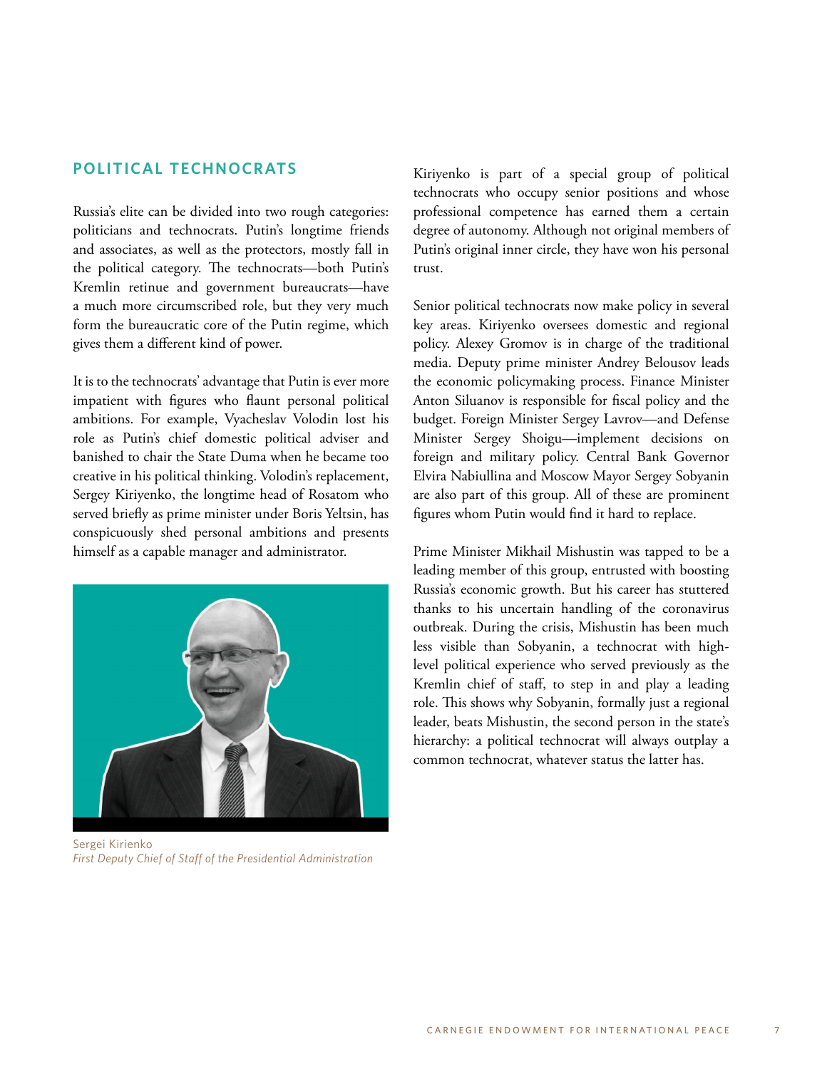## POLITICAL TECHNOCRATS

Russia's elite can be divided into two rough categories: politicians and technocrats. Putin's longtime friends and associates, as well as the protectors, mostly fall in the political category. The technocrats—both Putin's Kremlin retinue and government bureaucrats—have a much more circumscribed role, but they very much form the bureaucratic core of the Putin regime, which gives them a different kind of power.

It is to the technocrats' advantage that Putin is ever more impatient with figures who flaunt personal political ambitions. For example, Vyacheslav Volodin lost his role as Putin's chief domestic political adviser and banished to chair the State Duma when he became too creative in his political thinking. Volodin's replacement, Sergey Kiriyenko, the longtime head of Rosatom who served briefly as prime minister under Boris Yeltsin, has conspicuously shed personal ambitions and presents himself as a capable manager and administrator.

Sergei Kirienko
*First Deputy Chief of Staff of the Presidential Administration*

Kiriyenko is part of a special group of political technocrats who occupy senior positions and whose professional competence has earned them a certain degree of autonomy. Although not original members of Putin's original inner circle, they have won his personal trust.

Senior political technocrats now make policy in several key areas. Kiriyenko oversees domestic and regional policy. Alexey Gromov is in charge of the traditional media. Deputy prime minister Andrey Belousov leads the economic policymaking process. Finance Minister Anton Siluanov is responsible for fiscal policy and the budget. Foreign Minister Sergey Lavrov—and Defense Minister Sergey Shoigu—implement decisions on foreign and military policy. Central Bank Governor Elvira Nabiullina and Moscow Mayor Sergey Sobyanin are also part of this group. All of these are prominent figures whom Putin would find it hard to replace.

Prime Minister Mikhail Mishustin was tapped to be a leading member of this group, entrusted with boosting Russia's economic growth. But his career has stuttered thanks to his uncertain handling of the coronavirus outbreak. During the crisis, Mishustin has been much less visible than Sobyanin, a technocrat with high-level political experience who served previously as the Kremlin chief of staff, to step in and play a leading role. This shows why Sobyanin, formally just a regional leader, beats Mishustin, the second person in the state's hierarchy: a political technocrat will always outplay a common technocrat, whatever status the latter has.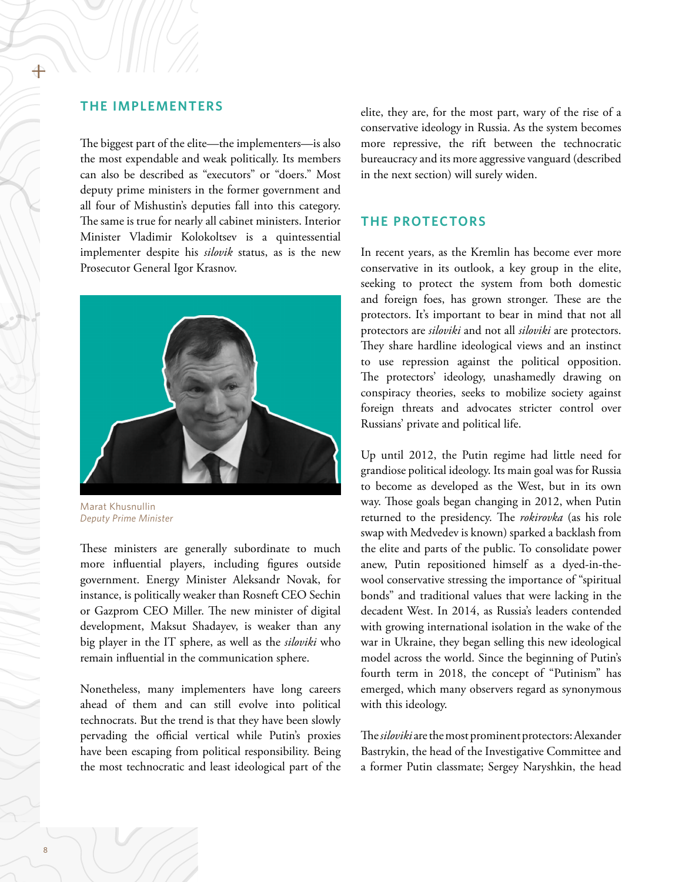## THE IMPLEMENTERS

The biggest part of the elite—the implementers—is also the most expendable and weak politically. Its members can also be described as "executors" or "doers." Most deputy prime ministers in the former government and all four of Mishustin's deputies fall into this category. The same is true for nearly all cabinet ministers. Interior Minister Vladimir Kolokoltsev is a quintessential implementer despite his *silovik* status, as is the new Prosecutor General Igor Krasnov.

Marat Khusnullin
*Deputy Prime Minister*

These ministers are generally subordinate to much more influential players, including figures outside government. Energy Minister Aleksandr Novak, for instance, is politically weaker than Rosneft CEO Sechin or Gazprom CEO Miller. The new minister of digital development, Maksut Shadayev, is weaker than any big player in the IT sphere, as well as the *siloviki* who remain influential in the communication sphere.

Nonetheless, many implementers have long careers ahead of them and can still evolve into political technocrats. But the trend is that they have been slowly pervading the official vertical while Putin's proxies have been escaping from political responsibility. Being the most technocratic and least ideological part of the elite, they are, for the most part, wary of the rise of a conservative ideology in Russia. As the system becomes more repressive, the rift between the technocratic bureaucracy and its more aggressive vanguard (described in the next section) will surely widen.

## THE PROTECTORS

In recent years, as the Kremlin has become ever more conservative in its outlook, a key group in the elite, seeking to protect the system from both domestic and foreign foes, has grown stronger. These are the protectors. It's important to bear in mind that not all protectors are *siloviki* and not all *siloviki* are protectors. They share hardline ideological views and an instinct to use repression against the political opposition. The protectors' ideology, unashamedly drawing on conspiracy theories, seeks to mobilize society against foreign threats and advocates stricter control over Russians' private and political life.

Up until 2012, the Putin regime had little need for grandiose political ideology. Its main goal was for Russia to become as developed as the West, but in its own way. Those goals began changing in 2012, when Putin returned to the presidency. The *rokirovka* (as his role swap with Medvedev is known) sparked a backlash from the elite and parts of the public. To consolidate power anew, Putin repositioned himself as a dyed-in-the-wool conservative stressing the importance of "spiritual bonds" and traditional values that were lacking in the decadent West. In 2014, as Russia's leaders contended with growing international isolation in the wake of the war in Ukraine, they began selling this new ideological model across the world. Since the beginning of Putin's fourth term in 2018, the concept of "Putinism" has emerged, which many observers regard as synonymous with this ideology.

The *siloviki* are the most prominent protectors: Alexander Bastrykin, the head of the Investigative Committee and a former Putin classmate; Sergey Naryshkin, the head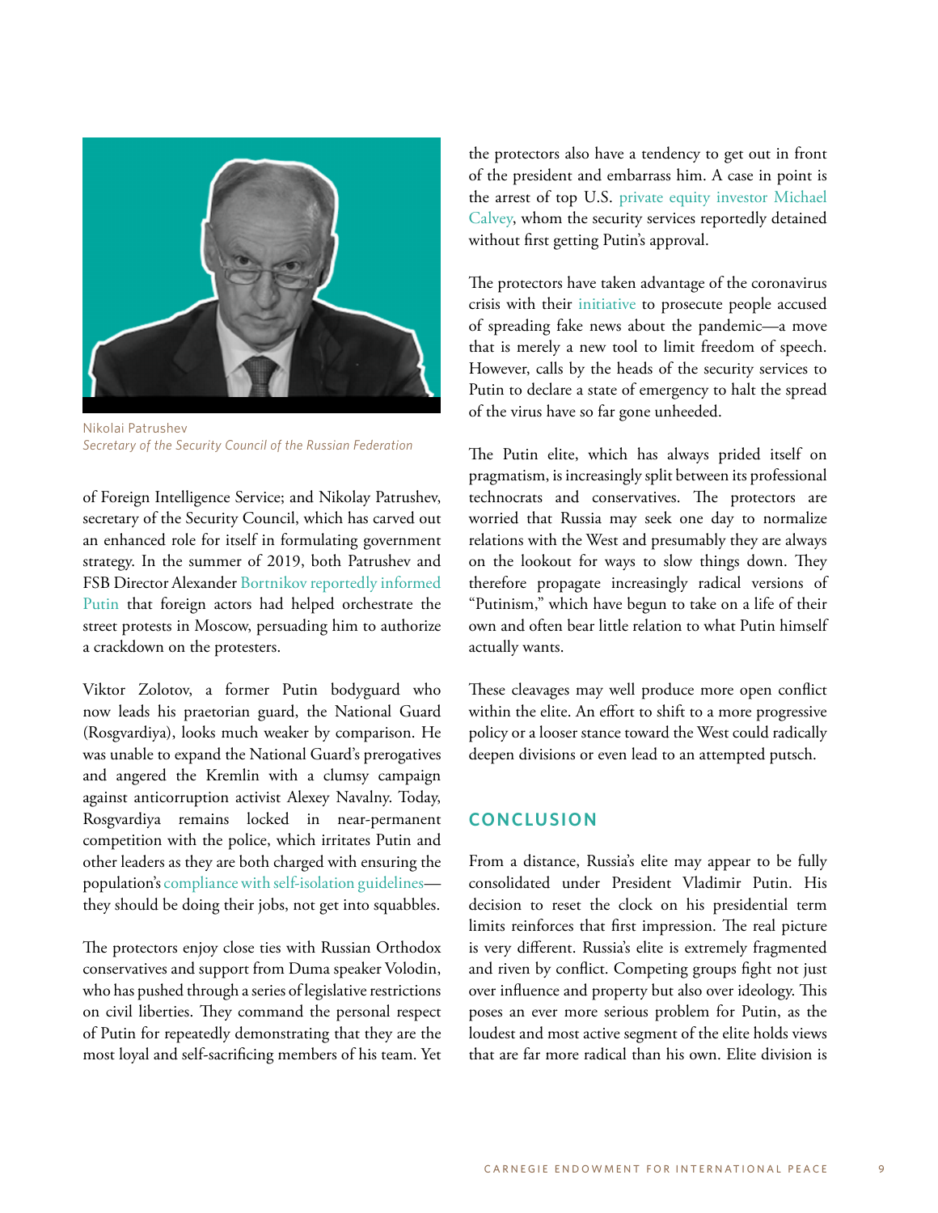Nikolai Patrushev
*Secretary of the Security Council of the Russian Federation*

of Foreign Intelligence Service; and Nikolay Patrushev, secretary of the Security Council, which has carved out an enhanced role for itself in formulating government strategy. In the summer of 2019, both Patrushev and FSB Director Alexander Bortnikov reportedly informed Putin that foreign actors had helped orchestrate the street protests in Moscow, persuading him to authorize a crackdown on the protesters.

Viktor Zolotov, a former Putin bodyguard who now leads his praetorian guard, the National Guard (Rosgvardiya), looks much weaker by comparison. He was unable to expand the National Guard's prerogatives and angered the Kremlin with a clumsy campaign against anticorruption activist Alexey Navalny. Today, Rosgvardiya remains locked in near-permanent competition with the police, which irritates Putin and other leaders as they are both charged with ensuring the population's compliance with self-isolation guidelines—they should be doing their jobs, not get into squabbles.

The protectors enjoy close ties with Russian Orthodox conservatives and support from Duma speaker Volodin, who has pushed through a series of legislative restrictions on civil liberties. They command the personal respect of Putin for repeatedly demonstrating that they are the most loyal and self-sacrificing members of his team. Yet the protectors also have a tendency to get out in front of the president and embarrass him. A case in point is the arrest of top U.S. private equity investor Michael Calvey, whom the security services reportedly detained without first getting Putin's approval.

The protectors have taken advantage of the coronavirus crisis with their initiative to prosecute people accused of spreading fake news about the pandemic—a move that is merely a new tool to limit freedom of speech. However, calls by the heads of the security services to Putin to declare a state of emergency to halt the spread of the virus have so far gone unheeded.

The Putin elite, which has always prided itself on pragmatism, is increasingly split between its professional technocrats and conservatives. The protectors are worried that Russia may seek one day to normalize relations with the West and presumably they are always on the lookout for ways to slow things down. They therefore propagate increasingly radical versions of "Putinism," which have begun to take on a life of their own and often bear little relation to what Putin himself actually wants.

These cleavages may well produce more open conflict within the elite. An effort to shift to a more progressive policy or a looser stance toward the West could radically deepen divisions or even lead to an attempted putsch.

## CONCLUSION

From a distance, Russia's elite may appear to be fully consolidated under President Vladimir Putin. His decision to reset the clock on his presidential term limits reinforces that first impression. The real picture is very different. Russia's elite is extremely fragmented and riven by conflict. Competing groups fight not just over influence and property but also over ideology. This poses an ever more serious problem for Putin, as the loudest and most active segment of the elite holds views that are far more radical than his own. Elite division is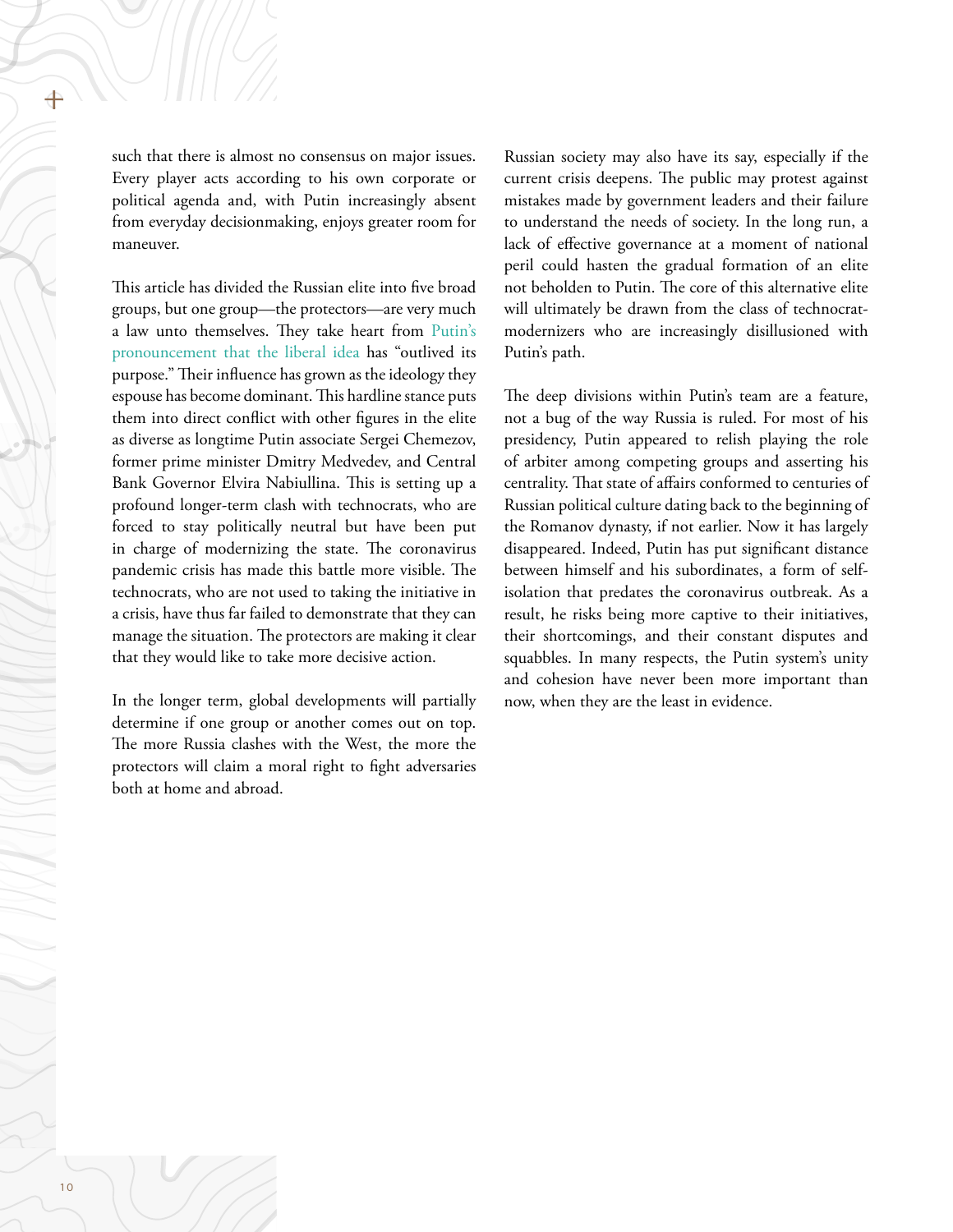such that there is almost no consensus on major issues. Every player acts according to his own corporate or political agenda and, with Putin increasingly absent from everyday decisionmaking, enjoys greater room for maneuver.

This article has divided the Russian elite into five broad groups, but one group—the protectors—are very much a law unto themselves. They take heart from Putin's pronouncement that the liberal idea has "outlived its purpose." Their influence has grown as the ideology they espouse has become dominant. This hardline stance puts them into direct conflict with other figures in the elite as diverse as longtime Putin associate Sergei Chemezov, former prime minister Dmitry Medvedev, and Central Bank Governor Elvira Nabiullina. This is setting up a profound longer-term clash with technocrats, who are forced to stay politically neutral but have been put in charge of modernizing the state. The coronavirus pandemic crisis has made this battle more visible. The technocrats, who are not used to taking the initiative in a crisis, have thus far failed to demonstrate that they can manage the situation. The protectors are making it clear that they would like to take more decisive action.

In the longer term, global developments will partially determine if one group or another comes out on top. The more Russia clashes with the West, the more the protectors will claim a moral right to fight adversaries both at home and abroad.

Russian society may also have its say, especially if the current crisis deepens. The public may protest against mistakes made by government leaders and their failure to understand the needs of society. In the long run, a lack of effective governance at a moment of national peril could hasten the gradual formation of an elite not beholden to Putin. The core of this alternative elite will ultimately be drawn from the class of technocrat-modernizers who are increasingly disillusioned with Putin's path.

The deep divisions within Putin's team are a feature, not a bug of the way Russia is ruled. For most of his presidency, Putin appeared to relish playing the role of arbiter among competing groups and asserting his centrality. That state of affairs conformed to centuries of Russian political culture dating back to the beginning of the Romanov dynasty, if not earlier. Now it has largely disappeared. Indeed, Putin has put significant distance between himself and his subordinates, a form of self-isolation that predates the coronavirus outbreak. As a result, he risks being more captive to their initiatives, their shortcomings, and their constant disputes and squabbles. In many respects, the Putin system's unity and cohesion have never been more important than now, when they are the least in evidence.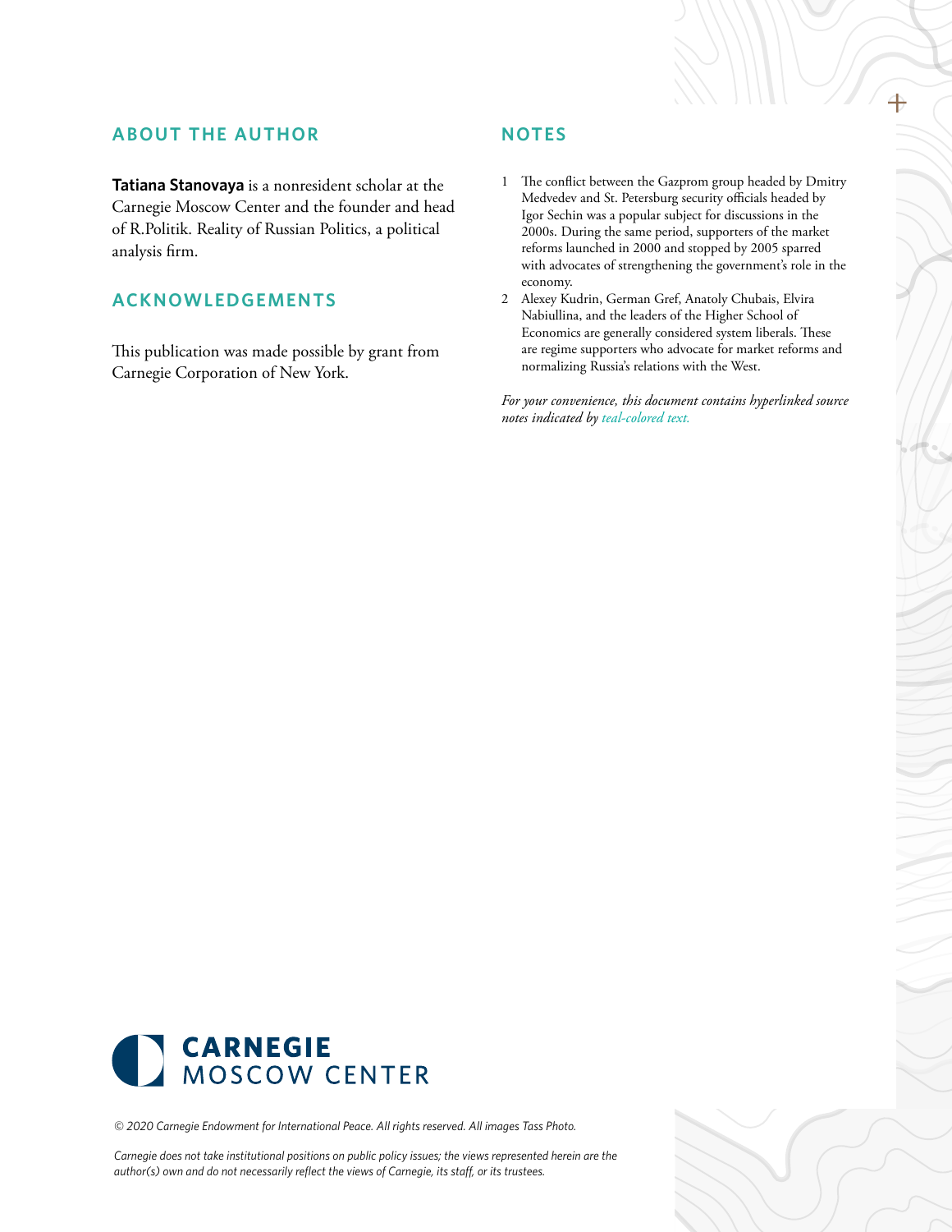## ABOUT THE AUTHOR

**Tatiana Stanovaya** is a nonresident scholar at the Carnegie Moscow Center and the founder and head of R.Politik. Reality of Russian Politics, a political analysis firm.

## ACKNOWLEDGEMENTS

This publication was made possible by grant from Carnegie Corporation of New York.

## NOTES

1. The conflict between the Gazprom group headed by Dmitry Medvedev and St. Petersburg security officials headed by Igor Sechin was a popular subject for discussions in the 2000s. During the same period, supporters of the market reforms launched in 2000 and stopped by 2005 sparred with advocates of strengthening the government's role in the economy.
2. Alexey Kudrin, German Gref, Anatoly Chubais, Elvira Nabiullina, and the leaders of the Higher School of Economics are generally considered system liberals. These are regime supporters who advocate for market reforms and normalizing Russia's relations with the West.

*For your convenience, this document contains hyperlinked source notes indicated by teal-colored text.*

CARNEGIE MOSCOW CENTER

*© 2020 Carnegie Endowment for International Peace. All rights reserved. All images Tass Photo.*

*Carnegie does not take institutional positions on public policy issues; the views represented herein are the author(s) own and do not necessarily reflect the views of Carnegie, its staff, or its trustees.*